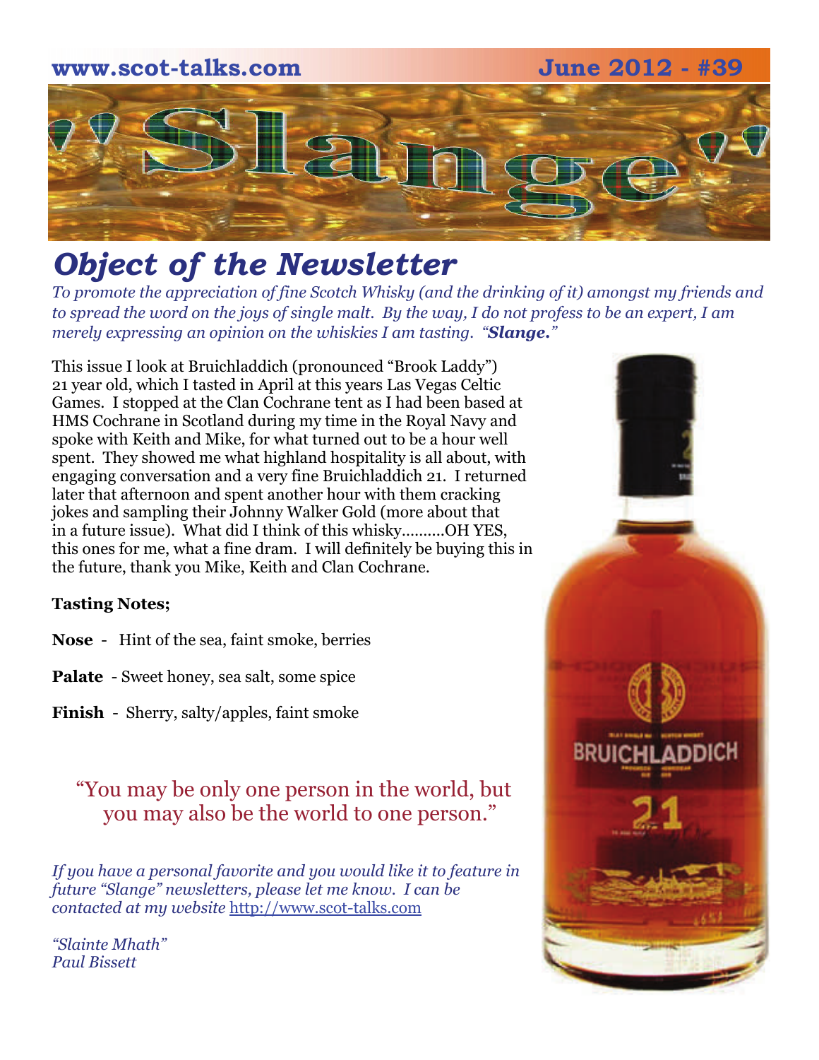www.scot-talks.com June 2012 - #39

# "Slange"

## *Object of the Newsletter*

*To promote the appreciation of fine Scotch Whisky (and the drinking of it) amongst my friends and to spread the word on the joys of single malt. By the way, I do not profess to be an expert, I am merely expressing an opinion on the whiskies I am tasting. "**Slange.**"*

This issue I look at Bruichladdich (pronounced "Brook Laddy") 21 year old, which I tasted in April at this years Las Vegas Celtic Games. I stopped at the Clan Cochrane tent as I had been based at HMS Cochrane in Scotland during my time in the Royal Navy and spoke with Keith and Mike, for what turned out to be a hour well spent. They showed me what highland hospitality is all about, with engaging conversation and a very fine Bruichladdich 21. I returned later that afternoon and spent another hour with them cracking jokes and sampling their Johnny Walker Gold (more about that in a future issue). What did I think of this whisky..........OH YES, this ones for me, what a fine dram. I will definitely be buying this in the future, thank you Mike, Keith and Clan Cochrane.

**Tasting Notes;**

**Nose** - Hint of the sea, faint smoke, berries

**Palate** - Sweet honey, sea salt, some spice

**Finish** - Sherry, salty/apples, faint smoke

"You may be only one person in the world, but you may also be the world to one person."

*If you have a personal favorite and you would like it to feature in future "Slange" newsletters, please let me know. I can be contacted at my website* http://www.scot-talks.com

*"Slainte Mhath"*
*Paul Bissett*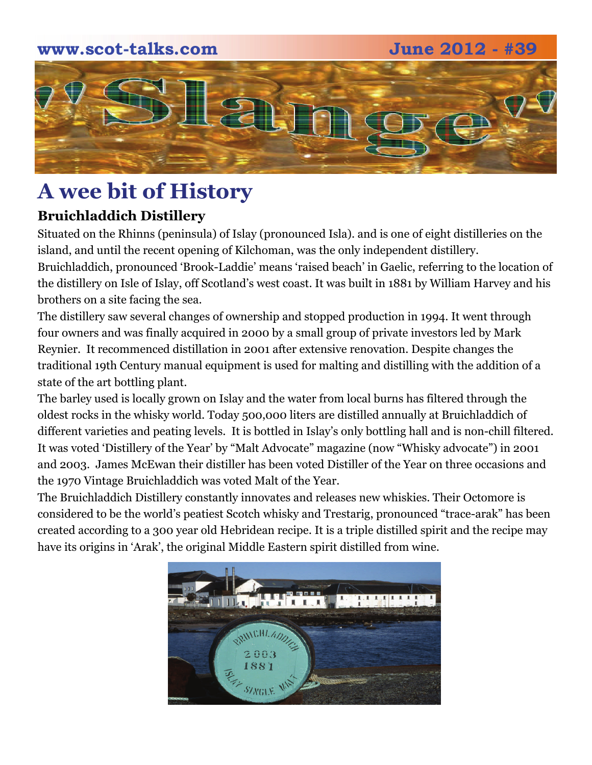# A wee bit of History

### Bruichladdich Distillery

Situated on the Rhinns (peninsula) of Islay (pronounced Isla). and is one of eight distilleries on the island, and until the recent opening of Kilchoman, was the only independent distillery. Bruichladdich, pronounced 'Brook-Laddie' means 'raised beach' in Gaelic, referring to the location of the distillery on Isle of Islay, off Scotland's west coast. It was built in 1881 by William Harvey and his brothers on a site facing the sea.

The distillery saw several changes of ownership and stopped production in 1994. It went through four owners and was finally acquired in 2000 by a small group of private investors led by Mark Reynier. It recommenced distillation in 2001 after extensive renovation. Despite changes the traditional 19th Century manual equipment is used for malting and distilling with the addition of a state of the art bottling plant.

The barley used is locally grown on Islay and the water from local burns has filtered through the oldest rocks in the whisky world. Today 500,000 liters are distilled annually at Bruichladdich of different varieties and peating levels. It is bottled in Islay's only bottling hall and is non-chill filtered. It was voted 'Distillery of the Year' by "Malt Advocate" magazine (now "Whisky advocate") in 2001 and 2003. James McEwan their distiller has been voted Distiller of the Year on three occasions and the 1970 Vintage Bruichladdich was voted Malt of the Year.

The Bruichladdich Distillery constantly innovates and releases new whiskies. Their Octomore is considered to be the world's peatiest Scotch whisky and Trestarig, pronounced "trace-arak" has been created according to a 300 year old Hebridean recipe. It is a triple distilled spirit and the recipe may have its origins in 'Arak', the original Middle Eastern spirit distilled from wine.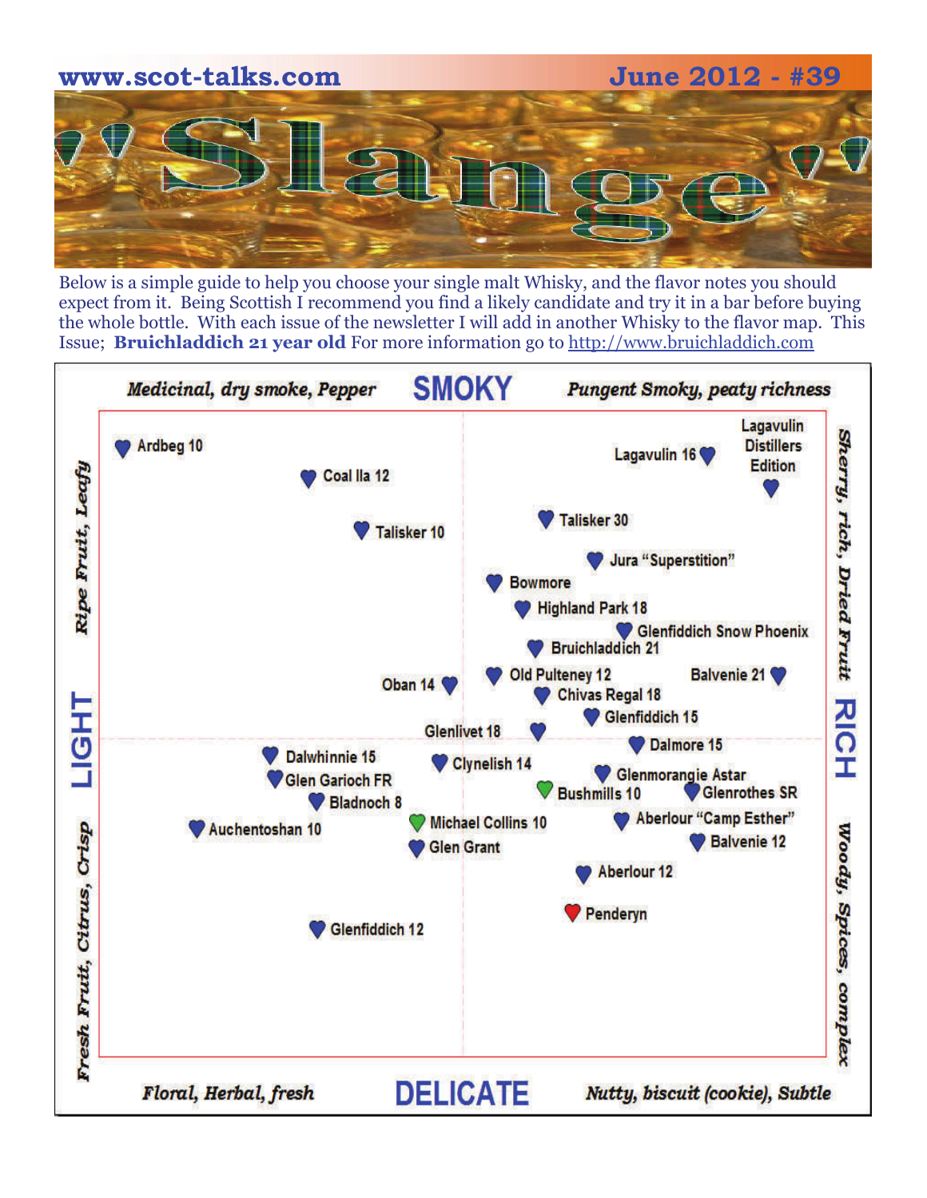# "Slange"

Below is a simple guide to help you choose your single malt Whisky, and the flavor notes you should expect from it. Being Scottish I recommend you find a likely candidate and try it in a bar before buying the whole bottle. With each issue of the newsletter I will add in another Whisky to the flavor map. This Issue; **Bruichladdich 21 year old** For more information go to http://www.bruichladdich.com

**SMOKY**

*Medicinal, dry smoke, Pepper* — *Pungent Smoky, peaty richness*

**LIGHT** — *Ripe Fruit, Leafy* / *Fresh Fruit, Citrus, Crisp*

**RICH** — *Sherry, rich, Dried Fruit* / *Woody, Spices, complex*

**DELICATE**

*Floral, Herbal, fresh* — *Nutty, biscuit (cookie), Subtle*

- Ardbeg 10
- Coal Ila 12
- Talisker 10
- Lagavulin 16
- Lagavulin Distillers Edition
- Talisker 30
- Jura "Superstition"
- Bowmore
- Highland Park 18
- Glenfiddich Snow Phoenix
- Bruichladdich 21
- Oban 14
- Old Pulteney 12
- Balvenie 21
- Chivas Regal 18
- Glenfiddich 15
- Glenlivet 18
- Dalmore 15
- Dalwhinnie 15
- Clynelish 14
- Glen Garioch FR
- Glenmorangie Astar
- Bushmills 10
- Glenrothes SR
- Bladnoch 8
- Auchentoshan 10
- Michael Collins 10
- Aberlour "Camp Esther"
- Glen Grant
- Balvenie 12
- Aberlour 12
- Penderyn
- Glenfiddich 12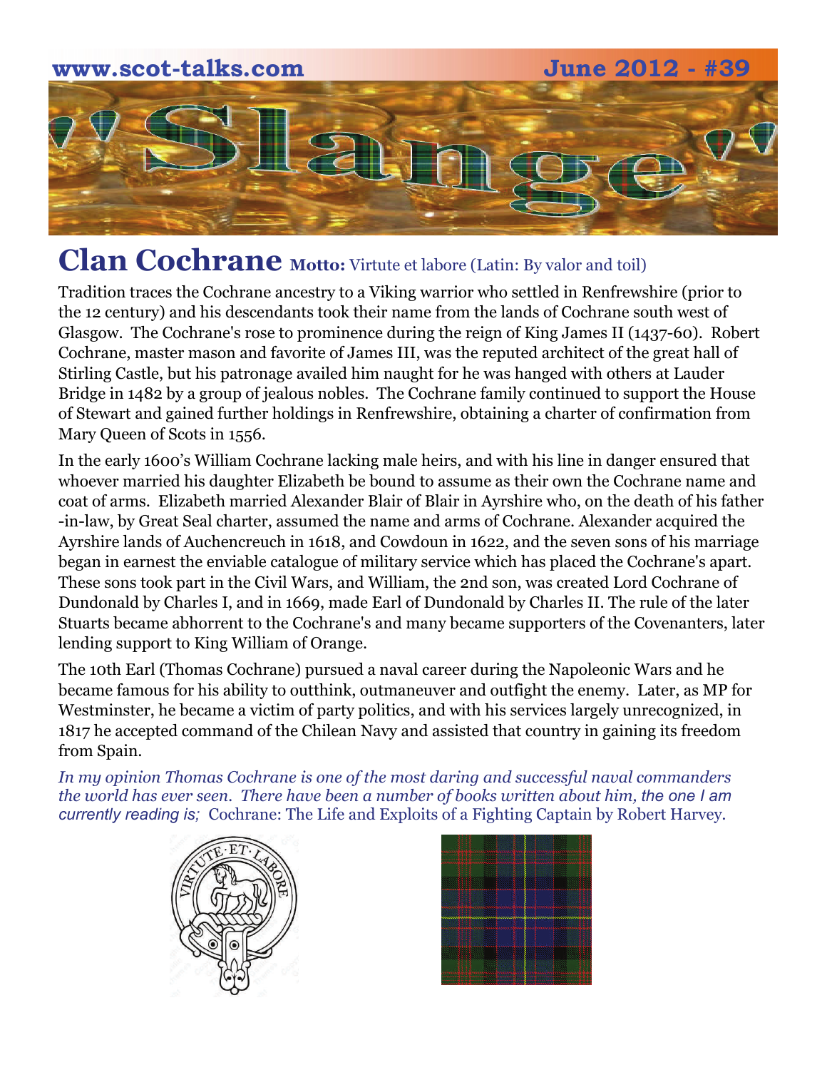# Clan Cochrane

**Motto:** Virtute et labore (Latin: By valor and toil)

Tradition traces the Cochrane ancestry to a Viking warrior who settled in Renfrewshire (prior to the 12 century) and his descendants took their name from the lands of Cochrane south west of Glasgow. The Cochrane's rose to prominence during the reign of King James II (1437-60). Robert Cochrane, master mason and favorite of James III, was the reputed architect of the great hall of Stirling Castle, but his patronage availed him naught for he was hanged with others at Lauder Bridge in 1482 by a group of jealous nobles. The Cochrane family continued to support the House of Stewart and gained further holdings in Renfrewshire, obtaining a charter of confirmation from Mary Queen of Scots in 1556.

In the early 1600's William Cochrane lacking male heirs, and with his line in danger ensured that whoever married his daughter Elizabeth be bound to assume as their own the Cochrane name and coat of arms. Elizabeth married Alexander Blair of Blair in Ayrshire who, on the death of his father-in-law, by Great Seal charter, assumed the name and arms of Cochrane. Alexander acquired the Ayrshire lands of Auchencreuch in 1618, and Cowdoun in 1622, and the seven sons of his marriage began in earnest the enviable catalogue of military service which has placed the Cochrane's apart. These sons took part in the Civil Wars, and William, the 2nd son, was created Lord Cochrane of Dundonald by Charles I, and in 1669, made Earl of Dundonald by Charles II. The rule of the later Stuarts became abhorrent to the Cochrane's and many became supporters of the Covenanters, later lending support to King William of Orange.

The 10th Earl (Thomas Cochrane) pursued a naval career during the Napoleonic Wars and he became famous for his ability to outthink, outmaneuver and outfight the enemy. Later, as MP for Westminster, he became a victim of party politics, and with his services largely unrecognized, in 1817 he accepted command of the Chilean Navy and assisted that country in gaining its freedom from Spain.

*In my opinion Thomas Cochrane is one of the most daring and successful naval commanders the world has ever seen. There have been a number of books written about him, the one I am currently reading is;* Cochrane: The Life and Exploits of a Fighting Captain by Robert Harvey.